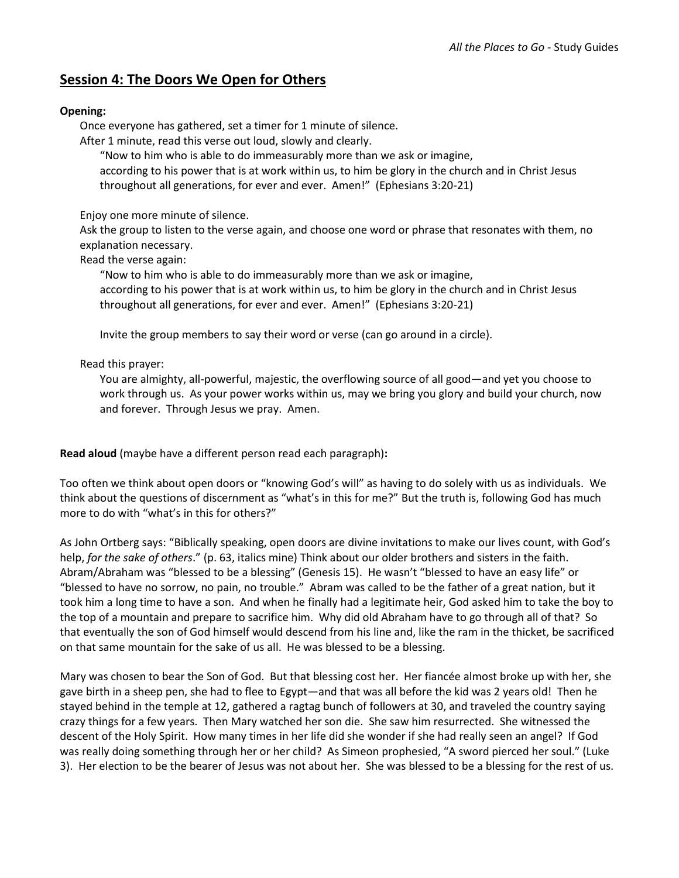## Session 4: The Doors We Open for Others

**Opening:**

Once everyone has gathered, set a timer for 1 minute of silence.
After 1 minute, read this verse out loud, slowly and clearly.

> "Now to him who is able to do immeasurably more than we ask or imagine,
> according to his power that is at work within us, to him be glory in the church and in Christ Jesus throughout all generations, for ever and ever. Amen!" (Ephesians 3:20-21)

Enjoy one more minute of silence.
Ask the group to listen to the verse again, and choose one word or phrase that resonates with them, no explanation necessary.
Read the verse again:

> "Now to him who is able to do immeasurably more than we ask or imagine,
> according to his power that is at work within us, to him be glory in the church and in Christ Jesus throughout all generations, for ever and ever. Amen!" (Ephesians 3:20-21)

Invite the group members to say their word or verse (can go around in a circle).

Read this prayer:

> You are almighty, all-powerful, majestic, the overflowing source of all good—and yet you choose to work through us. As your power works within us, may we bring you glory and build your church, now and forever. Through Jesus we pray. Amen.

**Read aloud** (maybe have a different person read each paragraph)**:**

Too often we think about open doors or "knowing God's will" as having to do solely with us as individuals. We think about the questions of discernment as "what's in this for me?" But the truth is, following God has much more to do with "what's in this for others?"

As John Ortberg says: "Biblically speaking, open doors are divine invitations to make our lives count, with God's help, *for the sake of others*." (p. 63, italics mine) Think about our older brothers and sisters in the faith. Abram/Abraham was "blessed to be a blessing" (Genesis 15). He wasn't "blessed to have an easy life" or "blessed to have no sorrow, no pain, no trouble." Abram was called to be the father of a great nation, but it took him a long time to have a son. And when he finally had a legitimate heir, God asked him to take the boy to the top of a mountain and prepare to sacrifice him. Why did old Abraham have to go through all of that? So that eventually the son of God himself would descend from his line and, like the ram in the thicket, be sacrificed on that same mountain for the sake of us all. He was blessed to be a blessing.

Mary was chosen to bear the Son of God. But that blessing cost her. Her fiancée almost broke up with her, she gave birth in a sheep pen, she had to flee to Egypt—and that was all before the kid was 2 years old! Then he stayed behind in the temple at 12, gathered a ragtag bunch of followers at 30, and traveled the country saying crazy things for a few years. Then Mary watched her son die. She saw him resurrected. She witnessed the descent of the Holy Spirit. How many times in her life did she wonder if she had really seen an angel? If God was really doing something through her or her child? As Simeon prophesied, "A sword pierced her soul." (Luke 3). Her election to be the bearer of Jesus was not about her. She was blessed to be a blessing for the rest of us.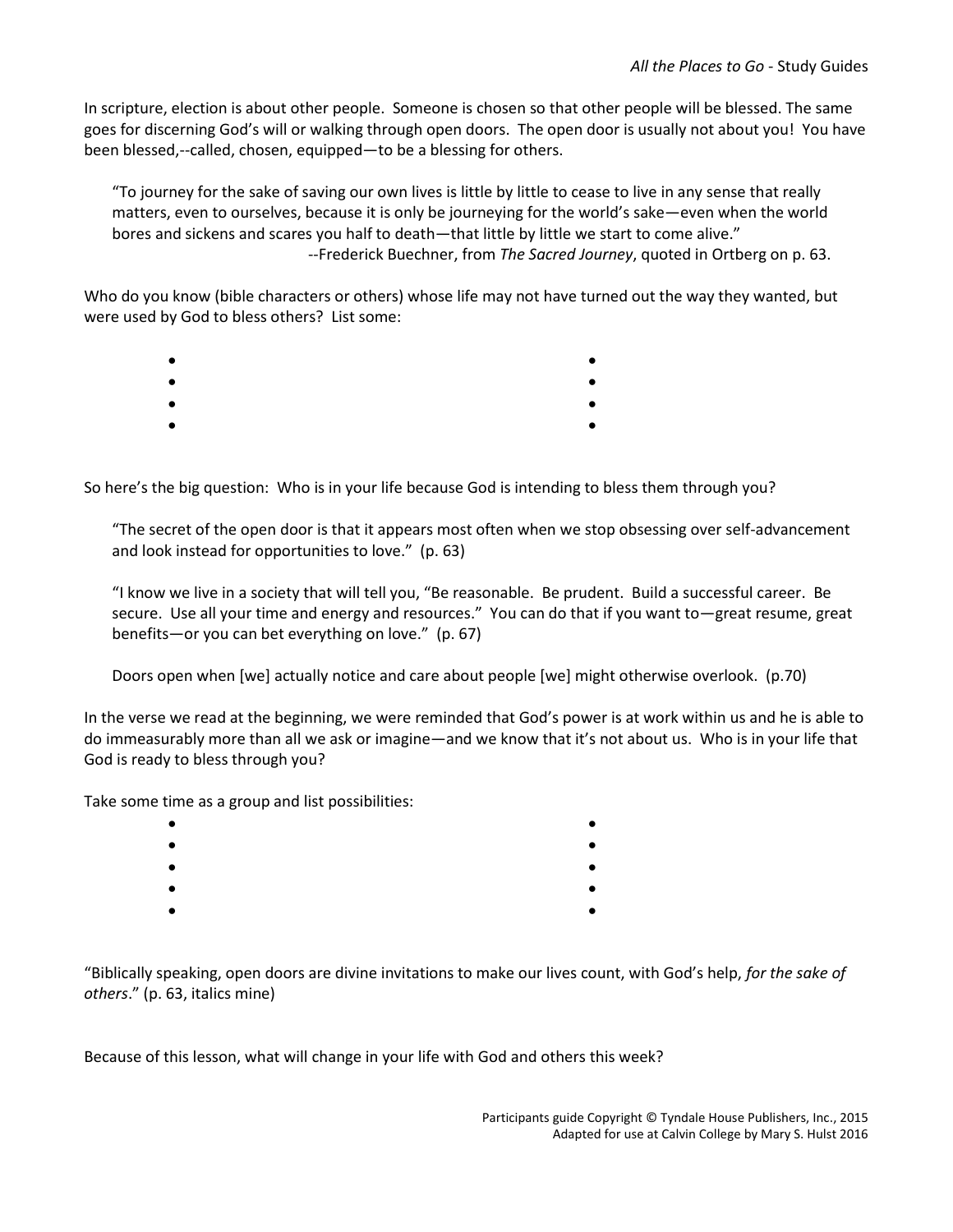In scripture, election is about other people. Someone is chosen so that other people will be blessed. The same goes for discerning God's will or walking through open doors. The open door is usually not about you! You have been blessed,--called, chosen, equipped—to be a blessing for others.

> "To journey for the sake of saving our own lives is little by little to cease to live in any sense that really matters, even to ourselves, because it is only be journeying for the world's sake—even when the world bores and sickens and scares you half to death—that little by little we start to come alive."
> --Frederick Buechner, from *The Sacred Journey*, quoted in Ortberg on p. 63.

Who do you know (bible characters or others) whose life may not have turned out the way they wanted, but were used by God to bless others? List some:

- 
- 
- 
- 
- 
- 
- 
- 

So here's the big question: Who is in your life because God is intending to bless them through you?

> "The secret of the open door is that it appears most often when we stop obsessing over self-advancement and look instead for opportunities to love." (p. 63)
>
> "I know we live in a society that will tell you, "Be reasonable. Be prudent. Build a successful career. Be secure. Use all your time and energy and resources." You can do that if you want to—great resume, great benefits—or you can bet everything on love." (p. 67)
>
> Doors open when [we] actually notice and care about people [we] might otherwise overlook. (p.70)

In the verse we read at the beginning, we were reminded that God's power is at work within us and he is able to do immeasurably more than all we ask or imagine—and we know that it's not about us. Who is in your life that God is ready to bless through you?

Take some time as a group and list possibilities:

- 
- 
- 
- 
- 
- 
- 
- 
- 
- 

"Biblically speaking, open doors are divine invitations to make our lives count, with God's help, *for the sake of others*." (p. 63, italics mine)

Because of this lesson, what will change in your life with God and others this week?

Participants guide Copyright © Tyndale House Publishers, Inc., 2015
Adapted for use at Calvin College by Mary S. Hulst 2016